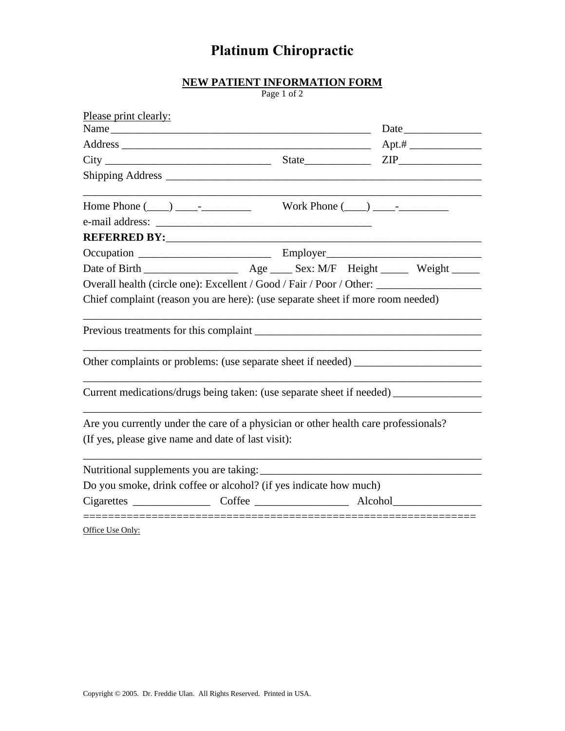# Platinum Chiropractic

## NEW PATIENT INFORMATION FORM

Page 1 of 2

Please print clearly:

Name_______________________________________________ Date_____________

Address ____________________________________________ Apt.# ____________

City ____________________________ State___________ ZIP______________

Shipping Address ____________________________________________________

______________________________________________________________________

Home Phone (____) ____-_________ Work Phone (____) ____-_________

e-mail address: ____________________________________

**REFERRED BY:**_____________________________________________________

Occupation ______________________ Employer__________________________

Date of Birth ________________ Age ____ Sex: M/F Height _____ Weight _____

Overall health (circle one): Excellent / Good / Fair / Poor / Other: _________________

Chief complaint (reason you are here): (use separate sheet if more room needed)

______________________________________________________________________

Previous treatments for this complaint ______________________________________

______________________________________________________________________

Other complaints or problems: (use separate sheet if needed) ____________________

______________________________________________________________________

Current medications/drugs being taken: (use separate sheet if needed) _____________

______________________________________________________________________

Are you currently under the care of a physician or other health care professionals?
(If yes, please give name and date of last visit):

______________________________________________________________________

Nutritional supplements you are taking:____________________________________

Do you smoke, drink coffee or alcohol? (if yes indicate how much)

Cigarettes _____________ Coffee ________________ Alcohol_______________

============================================================

Office Use Only:

Copyright © 2005. Dr. Freddie Ulan. All Rights Reserved. Printed in USA.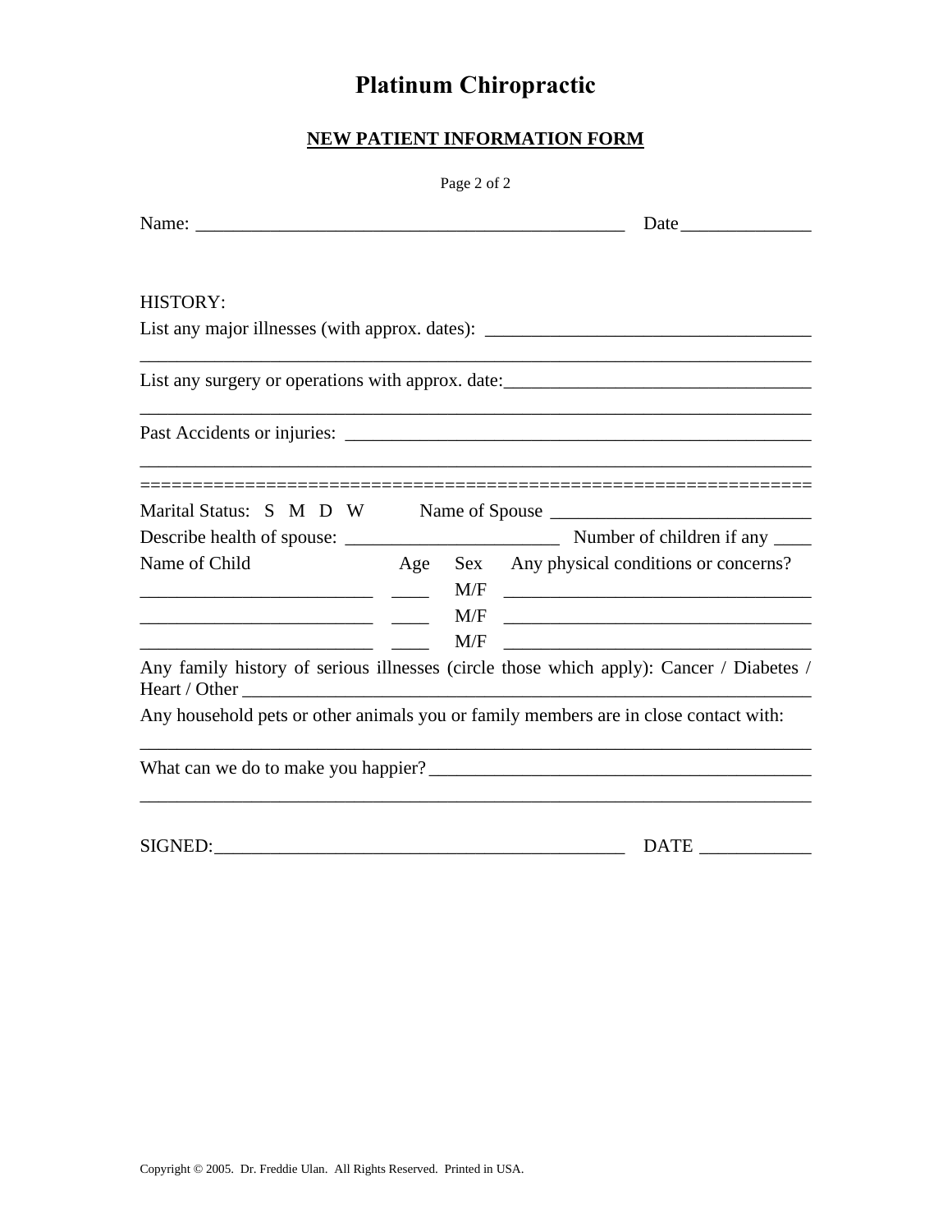# Platinum Chiropractic

## NEW PATIENT INFORMATION FORM

Name: _______________________________________________ Date______________

HISTORY:

List any major illnesses (with approx. dates): ___________________________________

_________________________________________________________________________

List any surgery or operations with approx. date:________________________________

_________________________________________________________________________

Past Accidents or injuries: ___________________________________________________

_________________________________________________________________________

==================================================================

Marital Status: S M D W Name of Spouse ___________________________

Describe health of spouse: _______________________ Number of children if any ____

| Name of Child | Age | Sex | Any physical conditions or concerns? |
|---|---|---|---|
| ________________________ | ____ | M/F | _________________________________ |
| ________________________ | ____ | M/F | _________________________________ |
| ________________________ | ____ | M/F | _________________________________ |

Any family history of serious illnesses (circle those which apply): Cancer / Diabetes / Heart / Other ____________________________________________________________

Any household pets or other animals you or family members are in close contact with:

_________________________________________________________________________

What can we do to make you happier?_________________________________________

_________________________________________________________________________

SIGNED:____________________________________________ DATE ____________

Copyright © 2005. Dr. Freddie Ulan. All Rights Reserved. Printed in USA.